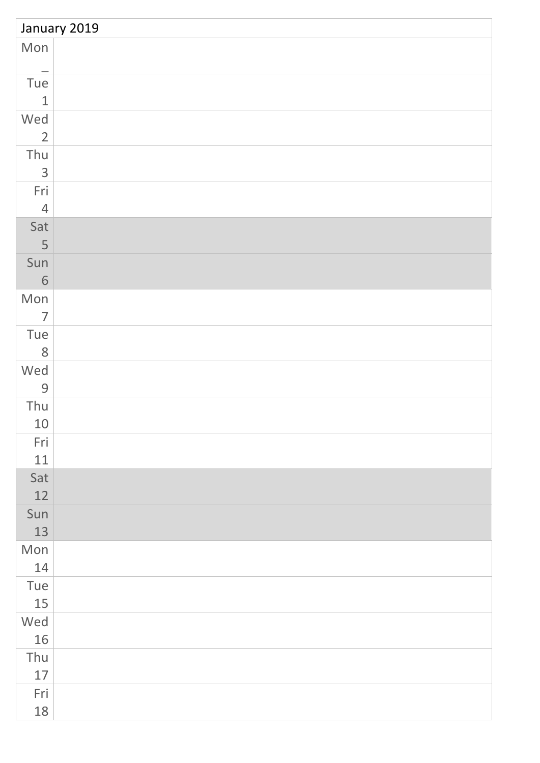| January 2019 | |
|---|---|
| Mon _ | |
| Tue 1 | |
| Wed 2 | |
| Thu 3 | |
| Fri 4 | |
| Sat 5 | |
| Sun 6 | |
| Mon 7 | |
| Tue 8 | |
| Wed 9 | |
| Thu 10 | |
| Fri 11 | |
| Sat 12 | |
| Sun 13 | |
| Mon 14 | |
| Tue 15 | |
| Wed 16 | |
| Thu 17 | |
| Fri 18 | |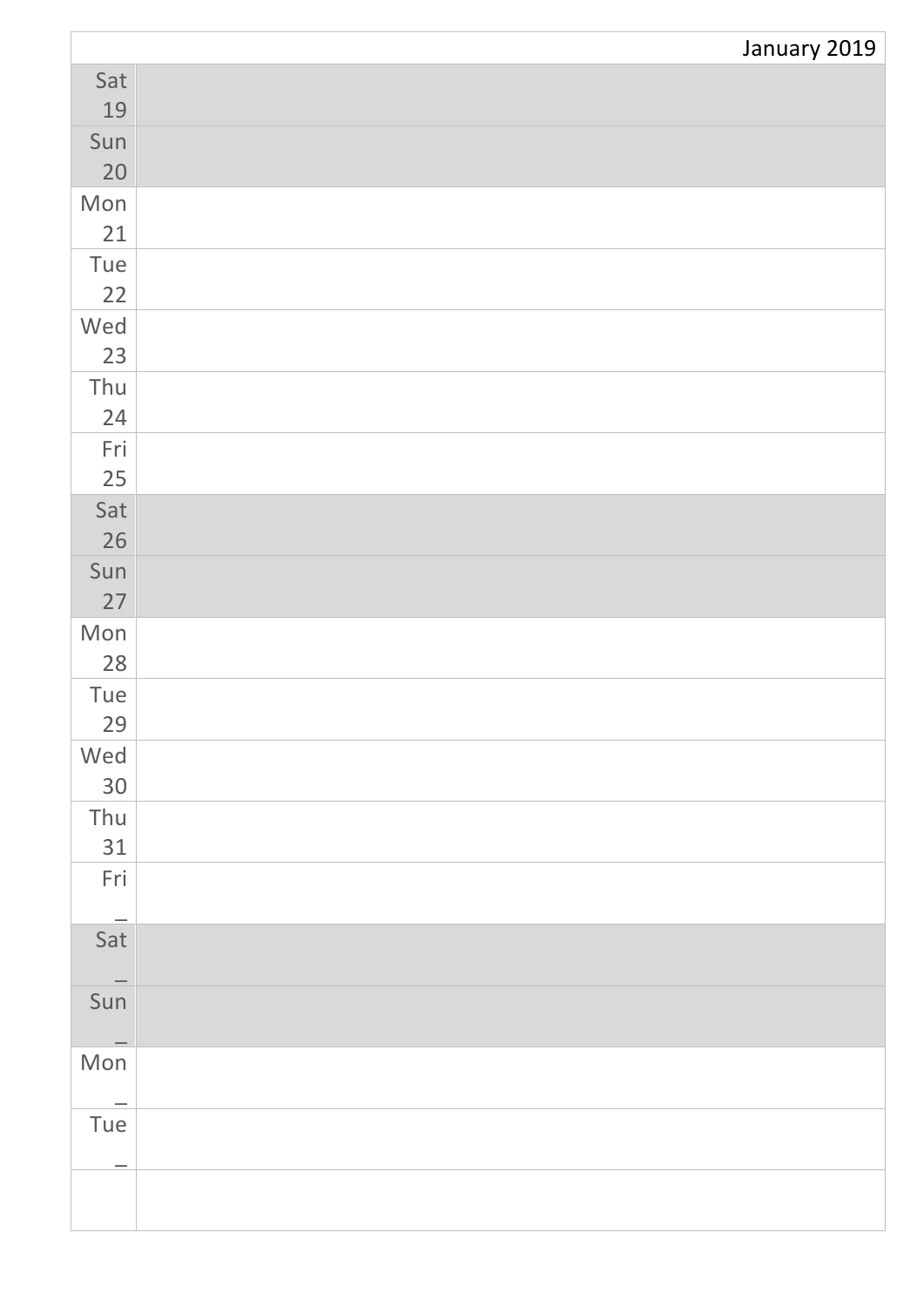January 2019

| | |
|---|---|
| Sat 19 | |
| Sun 20 | |
| Mon 21 | |
| Tue 22 | |
| Wed 23 | |
| Thu 24 | |
| Fri 25 | |
| Sat 26 | |
| Sun 27 | |
| Mon 28 | |
| Tue 29 | |
| Wed 30 | |
| Thu 31 | |
| Fri _ | |
| Sat _ | |
| Sun _ | |
| Mon _ | |
| Tue _ | |
| | |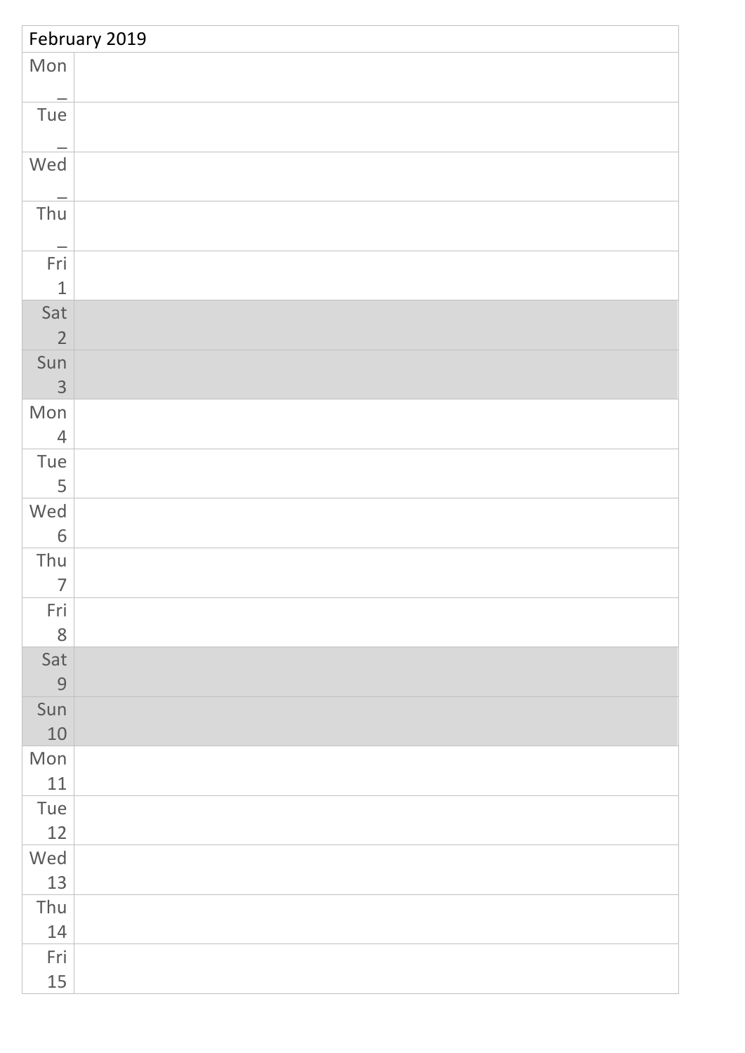| February 2019 | |
|---|---|
| Mon _ | |
| Tue _ | |
| Wed _ | |
| Thu _ | |
| Fri 1 | |
| Sat 2 | |
| Sun 3 | |
| Mon 4 | |
| Tue 5 | |
| Wed 6 | |
| Thu 7 | |
| Fri 8 | |
| Sat 9 | |
| Sun 10 | |
| Mon 11 | |
| Tue 12 | |
| Wed 13 | |
| Thu 14 | |
| Fri 15 | |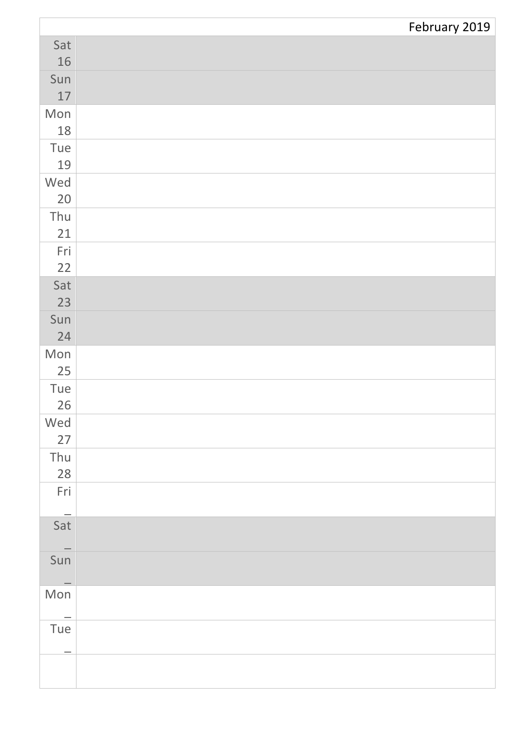| | February 2019 |
|---|---|
| Sat 16 | |
| Sun 17 | |
| Mon 18 | |
| Tue 19 | |
| Wed 20 | |
| Thu 21 | |
| Fri 22 | |
| Sat 23 | |
| Sun 24 | |
| Mon 25 | |
| Tue 26 | |
| Wed 27 | |
| Thu 28 | |
| Fri _ | |
| Sat _ | |
| Sun _ | |
| Mon _ | |
| Tue _ | |
| | |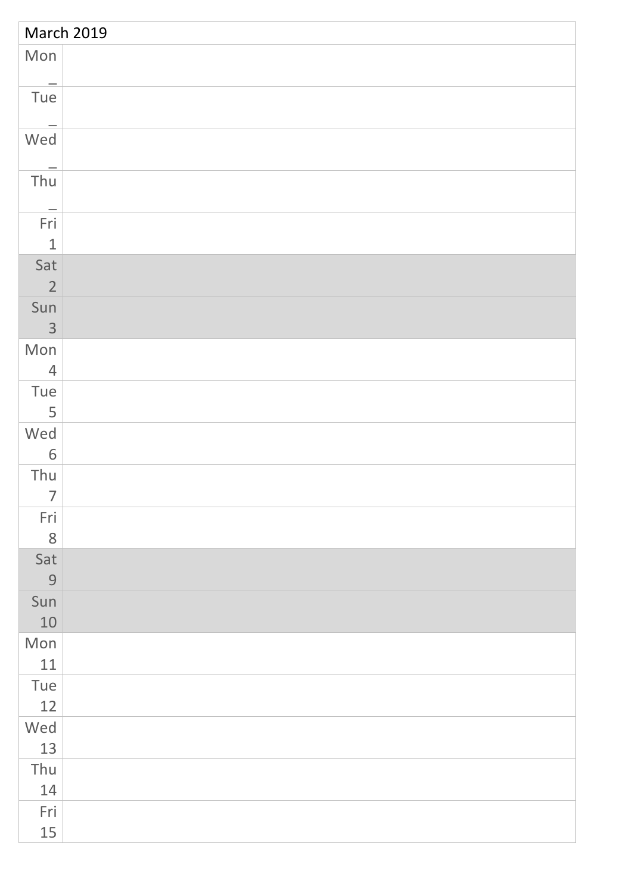| March 2019 | |
|---|---|
| Mon _ | |
| Tue _ | |
| Wed _ | |
| Thu _ | |
| Fri 1 | |
| Sat 2 | |
| Sun 3 | |
| Mon 4 | |
| Tue 5 | |
| Wed 6 | |
| Thu 7 | |
| Fri 8 | |
| Sat 9 | |
| Sun 10 | |
| Mon 11 | |
| Tue 12 | |
| Wed 13 | |
| Thu 14 | |
| Fri 15 | |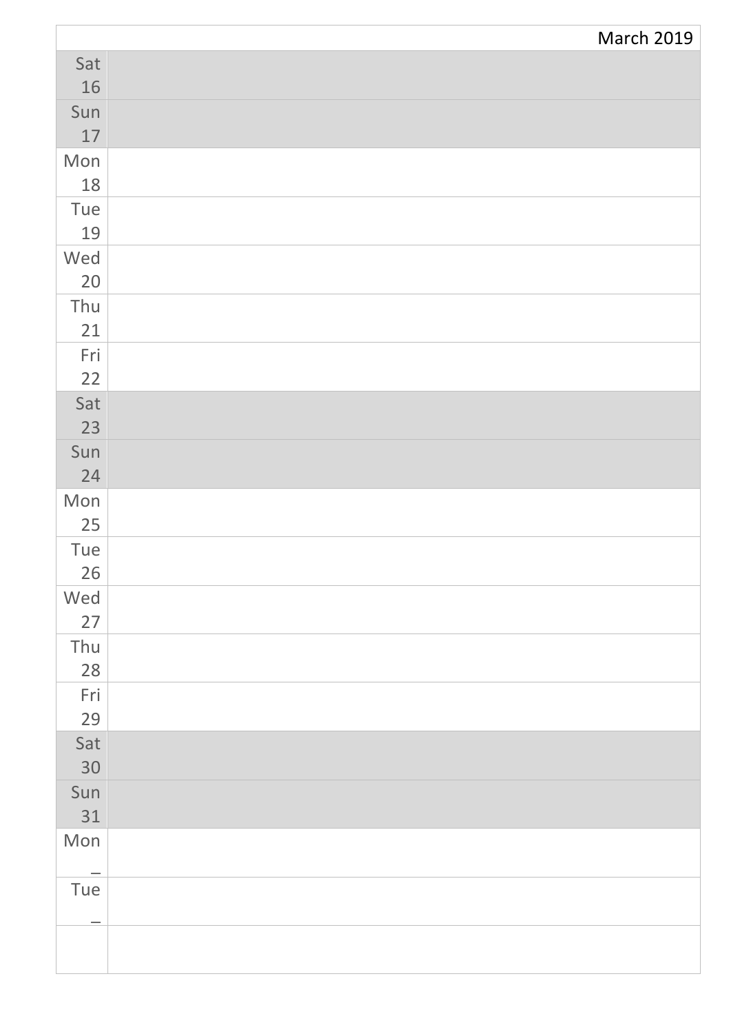| | March 2019 |
|---|---|
| Sat 16 | |
| Sun 17 | |
| Mon 18 | |
| Tue 19 | |
| Wed 20 | |
| Thu 21 | |
| Fri 22 | |
| Sat 23 | |
| Sun 24 | |
| Mon 25 | |
| Tue 26 | |
| Wed 27 | |
| Thu 28 | |
| Fri 29 | |
| Sat 30 | |
| Sun 31 | |
| Mon _ | |
| Tue _ | |
| | |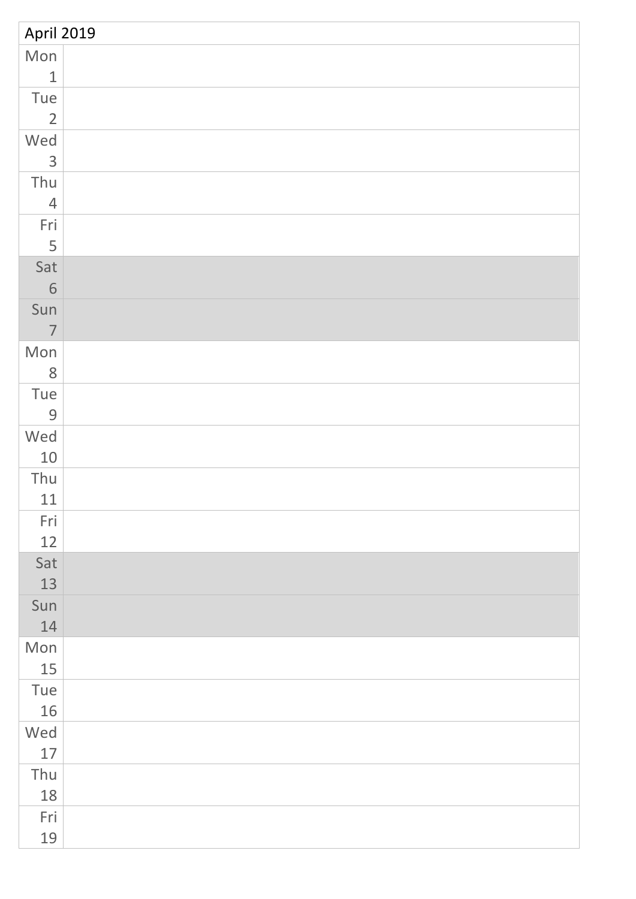| April 2019 | |
|---|---|
| Mon 1 | |
| Tue 2 | |
| Wed 3 | |
| Thu 4 | |
| Fri 5 | |
| Sat 6 | |
| Sun 7 | |
| Mon 8 | |
| Tue 9 | |
| Wed 10 | |
| Thu 11 | |
| Fri 12 | |
| Sat 13 | |
| Sun 14 | |
| Mon 15 | |
| Tue 16 | |
| Wed 17 | |
| Thu 18 | |
| Fri 19 | |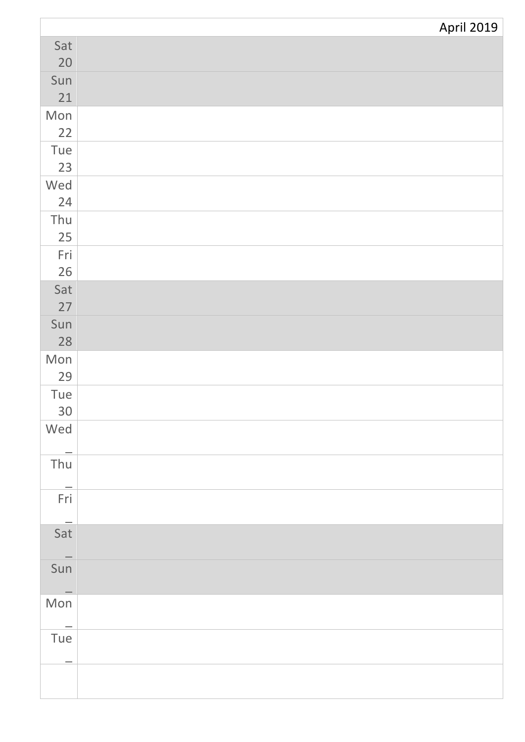| | April 2019 |
|---|---|
| Sat 20 | |
| Sun 21 | |
| Mon 22 | |
| Tue 23 | |
| Wed 24 | |
| Thu 25 | |
| Fri 26 | |
| Sat 27 | |
| Sun 28 | |
| Mon 29 | |
| Tue 30 | |
| Wed _ | |
| Thu _ | |
| Fri _ | |
| Sat _ | |
| Sun _ | |
| Mon _ | |
| Tue _ | |
| | |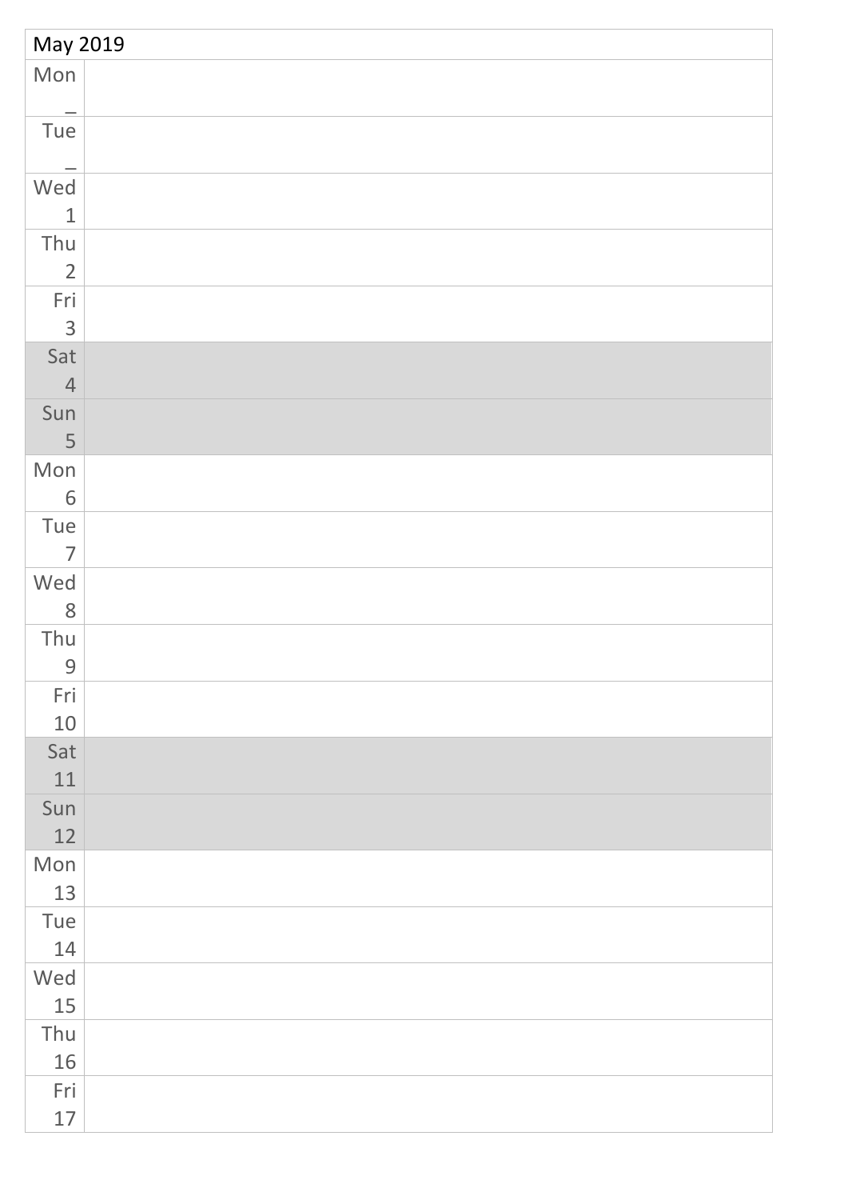| May 2019 | |
|---|---|
| Mon _ | |
| Tue _ | |
| Wed 1 | |
| Thu 2 | |
| Fri 3 | |
| Sat 4 | |
| Sun 5 | |
| Mon 6 | |
| Tue 7 | |
| Wed 8 | |
| Thu 9 | |
| Fri 10 | |
| Sat 11 | |
| Sun 12 | |
| Mon 13 | |
| Tue 14 | |
| Wed 15 | |
| Thu 16 | |
| Fri 17 | |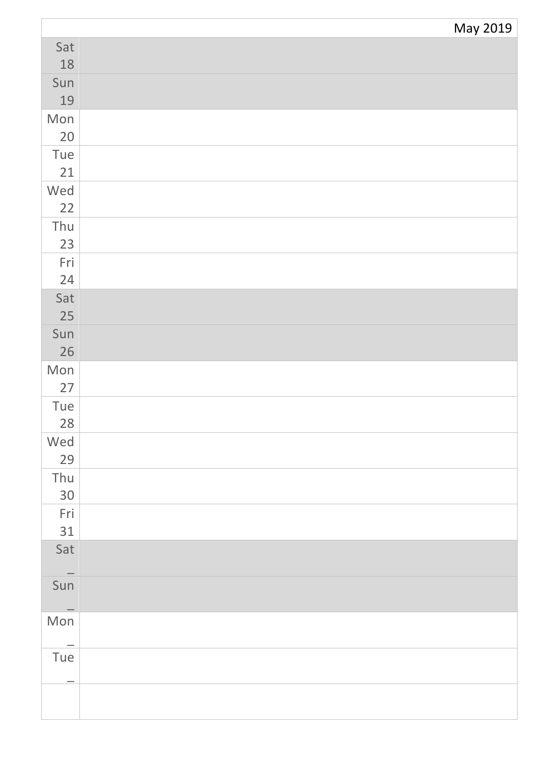| | May 2019 |
|---|---|
| Sat 18 | |
| Sun 19 | |
| Mon 20 | |
| Tue 21 | |
| Wed 22 | |
| Thu 23 | |
| Fri 24 | |
| Sat 25 | |
| Sun 26 | |
| Mon 27 | |
| Tue 28 | |
| Wed 29 | |
| Thu 30 | |
| Fri 31 | |
| Sat _ | |
| Sun _ | |
| Mon _ | |
| Tue _ | |
| | |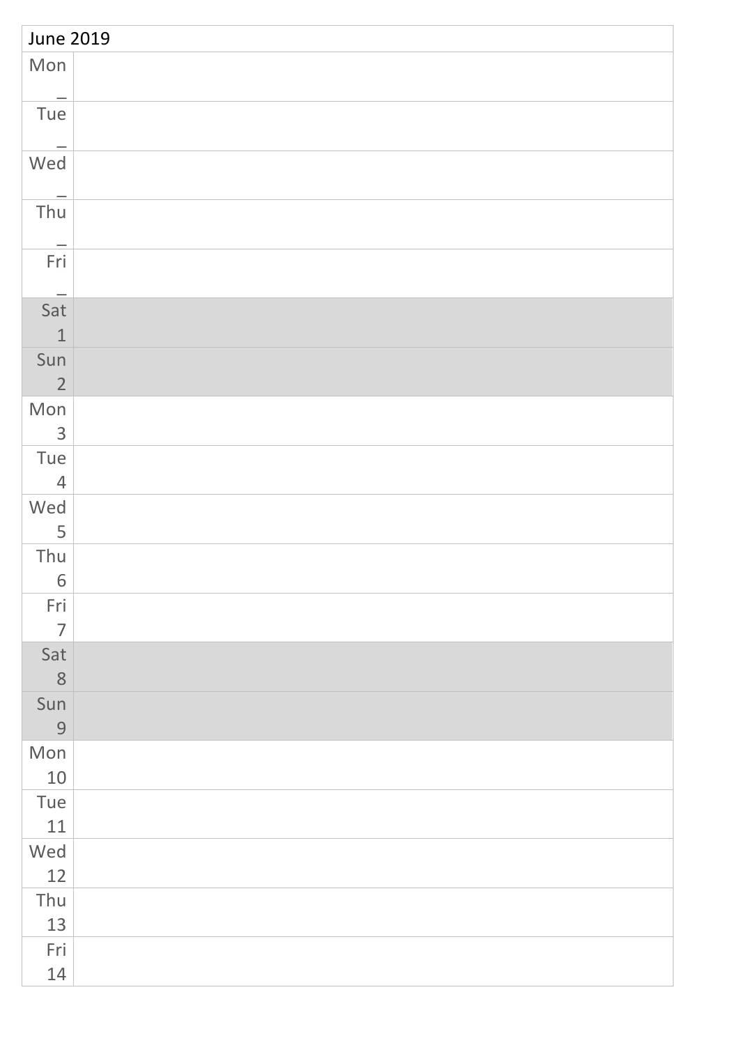| June 2019 | |
|---|---|
| Mon _ | |
| Tue _ | |
| Wed _ | |
| Thu _ | |
| Fri _ | |
| Sat 1 | |
| Sun 2 | |
| Mon 3 | |
| Tue 4 | |
| Wed 5 | |
| Thu 6 | |
| Fri 7 | |
| Sat 8 | |
| Sun 9 | |
| Mon 10 | |
| Tue 11 | |
| Wed 12 | |
| Thu 13 | |
| Fri 14 | |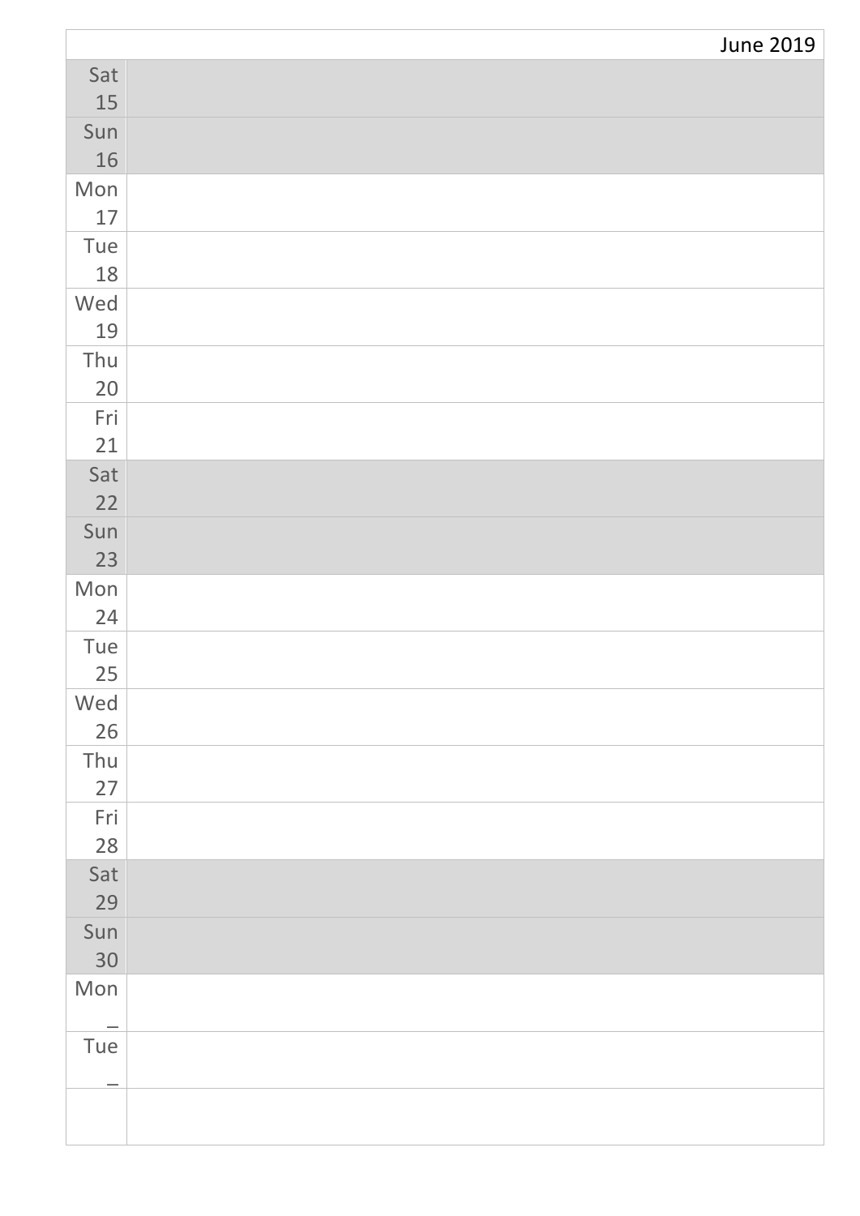| | June 2019 |
|---|---|
| Sat 15 | |
| Sun 16 | |
| Mon 17 | |
| Tue 18 | |
| Wed 19 | |
| Thu 20 | |
| Fri 21 | |
| Sat 22 | |
| Sun 23 | |
| Mon 24 | |
| Tue 25 | |
| Wed 26 | |
| Thu 27 | |
| Fri 28 | |
| Sat 29 | |
| Sun 30 | |
| Mon _ | |
| Tue _ | |
| | |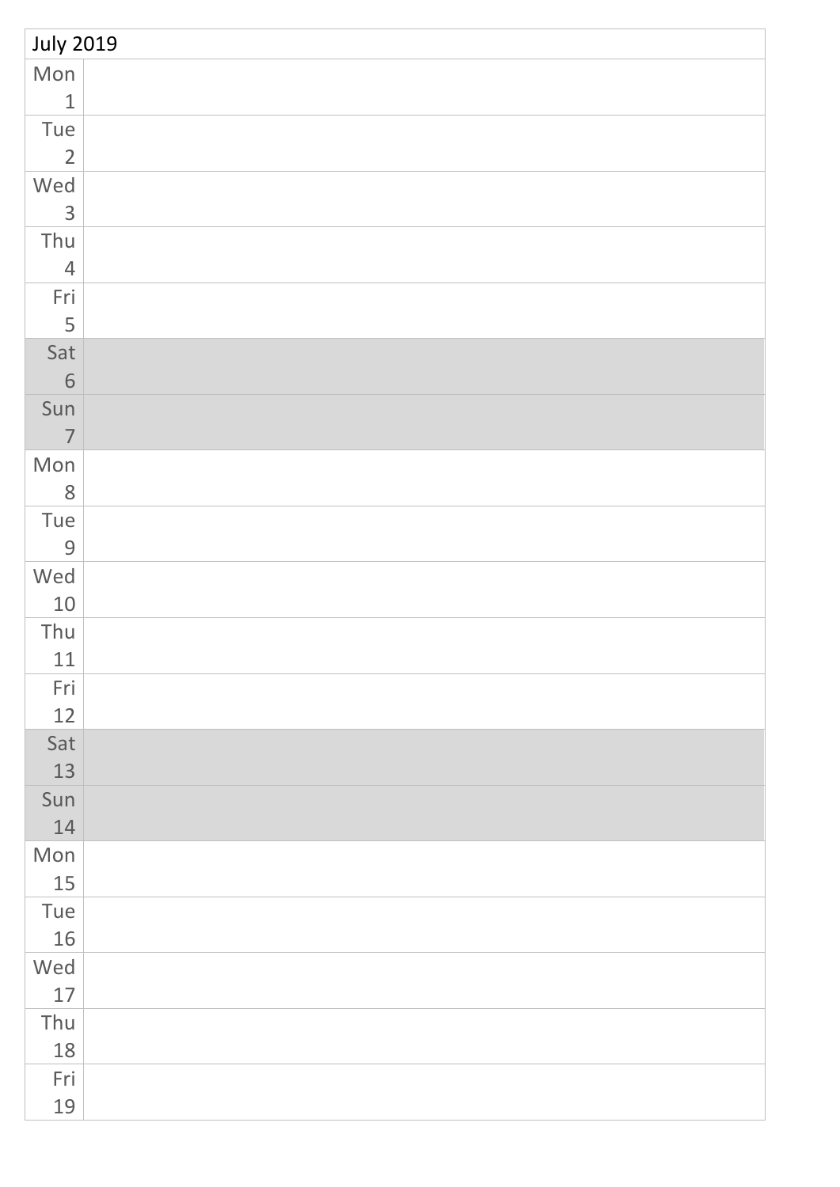| July 2019 | |
|---|---|
| Mon 1 | |
| Tue 2 | |
| Wed 3 | |
| Thu 4 | |
| Fri 5 | |
| Sat 6 | |
| Sun 7 | |
| Mon 8 | |
| Tue 9 | |
| Wed 10 | |
| Thu 11 | |
| Fri 12 | |
| Sat 13 | |
| Sun 14 | |
| Mon 15 | |
| Tue 16 | |
| Wed 17 | |
| Thu 18 | |
| Fri 19 | |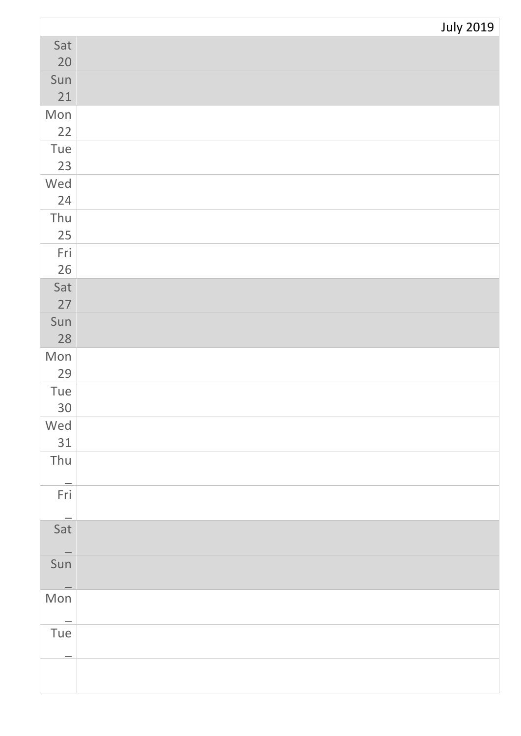| | July 2019 |
|---|---|
| Sat 20 | |
| Sun 21 | |
| Mon 22 | |
| Tue 23 | |
| Wed 24 | |
| Thu 25 | |
| Fri 26 | |
| Sat 27 | |
| Sun 28 | |
| Mon 29 | |
| Tue 30 | |
| Wed 31 | |
| Thu _ | |
| Fri _ | |
| Sat _ | |
| Sun _ | |
| Mon _ | |
| Tue _ | |
| | |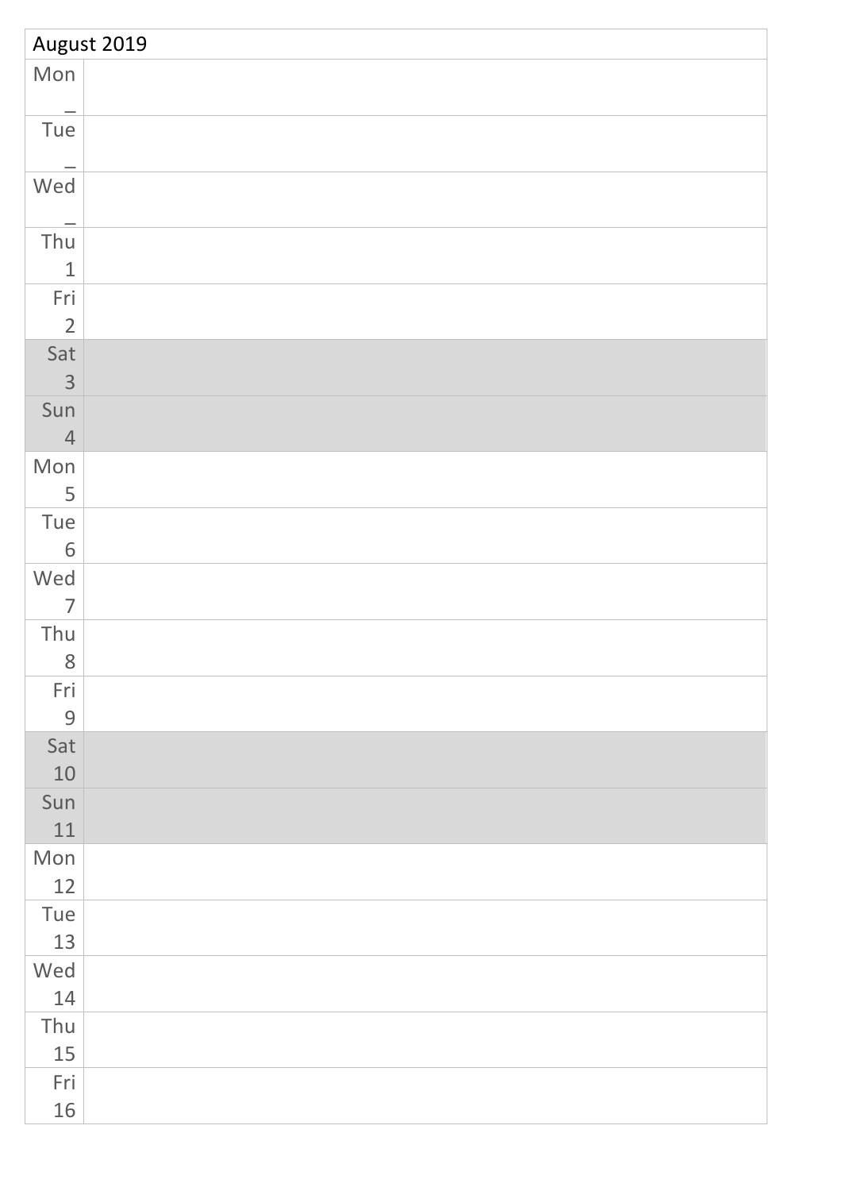| August 2019 | |
|---|---|
| Mon _ | |
| Tue _ | |
| Wed _ | |
| Thu 1 | |
| Fri 2 | |
| Sat 3 | |
| Sun 4 | |
| Mon 5 | |
| Tue 6 | |
| Wed 7 | |
| Thu 8 | |
| Fri 9 | |
| Sat 10 | |
| Sun 11 | |
| Mon 12 | |
| Tue 13 | |
| Wed 14 | |
| Thu 15 | |
| Fri 16 | |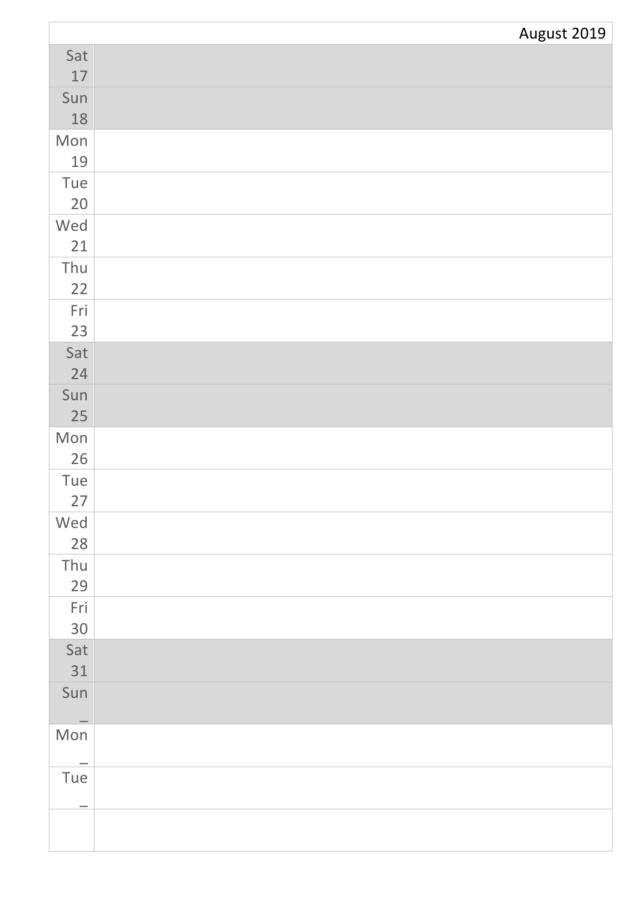| | August 2019 |
|---|---|
| Sat 17 | |
| Sun 18 | |
| Mon 19 | |
| Tue 20 | |
| Wed 21 | |
| Thu 22 | |
| Fri 23 | |
| Sat 24 | |
| Sun 25 | |
| Mon 26 | |
| Tue 27 | |
| Wed 28 | |
| Thu 29 | |
| Fri 30 | |
| Sat 31 | |
| Sun _ | |
| Mon _ | |
| Tue _ | |
| | |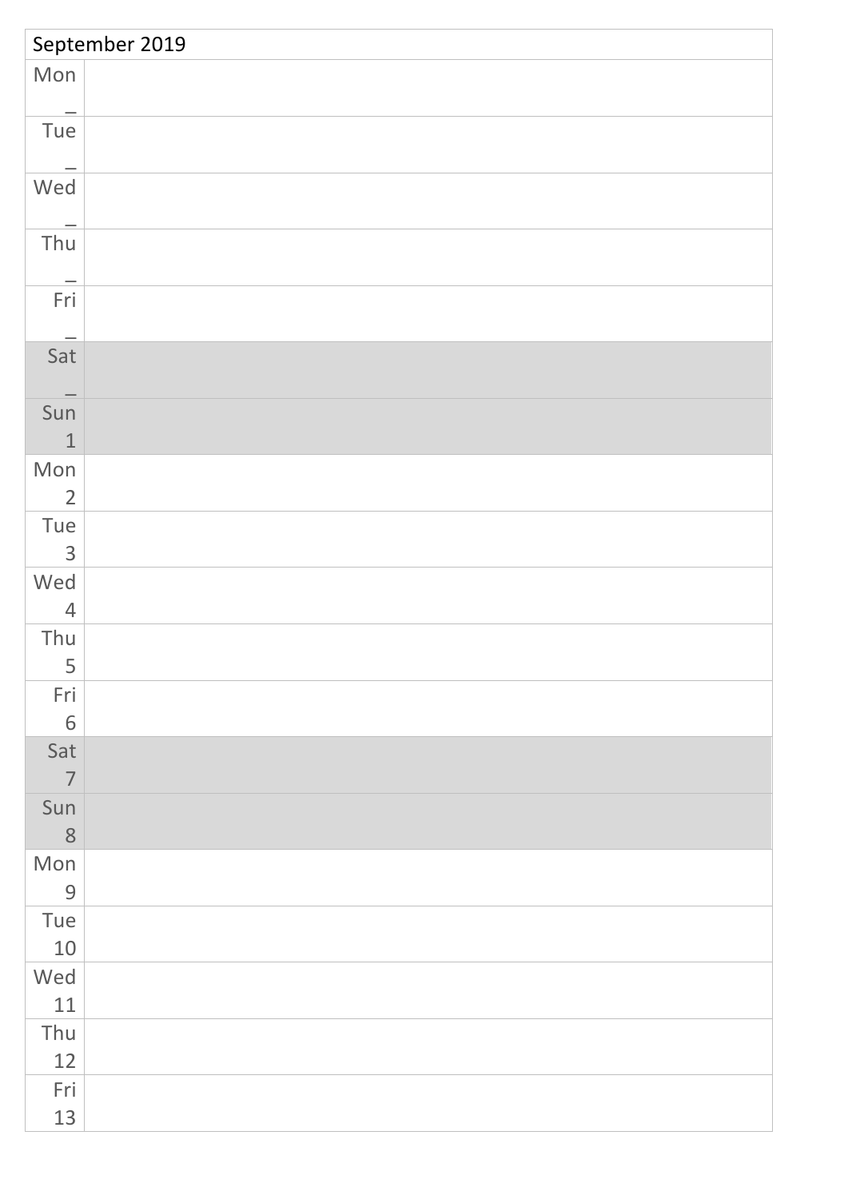| September 2019 | |
|---|---|
| Mon _ | |
| Tue _ | |
| Wed _ | |
| Thu _ | |
| Fri _ | |
| Sat _ | |
| Sun 1 | |
| Mon 2 | |
| Tue 3 | |
| Wed 4 | |
| Thu 5 | |
| Fri 6 | |
| Sat 7 | |
| Sun 8 | |
| Mon 9 | |
| Tue 10 | |
| Wed 11 | |
| Thu 12 | |
| Fri 13 | |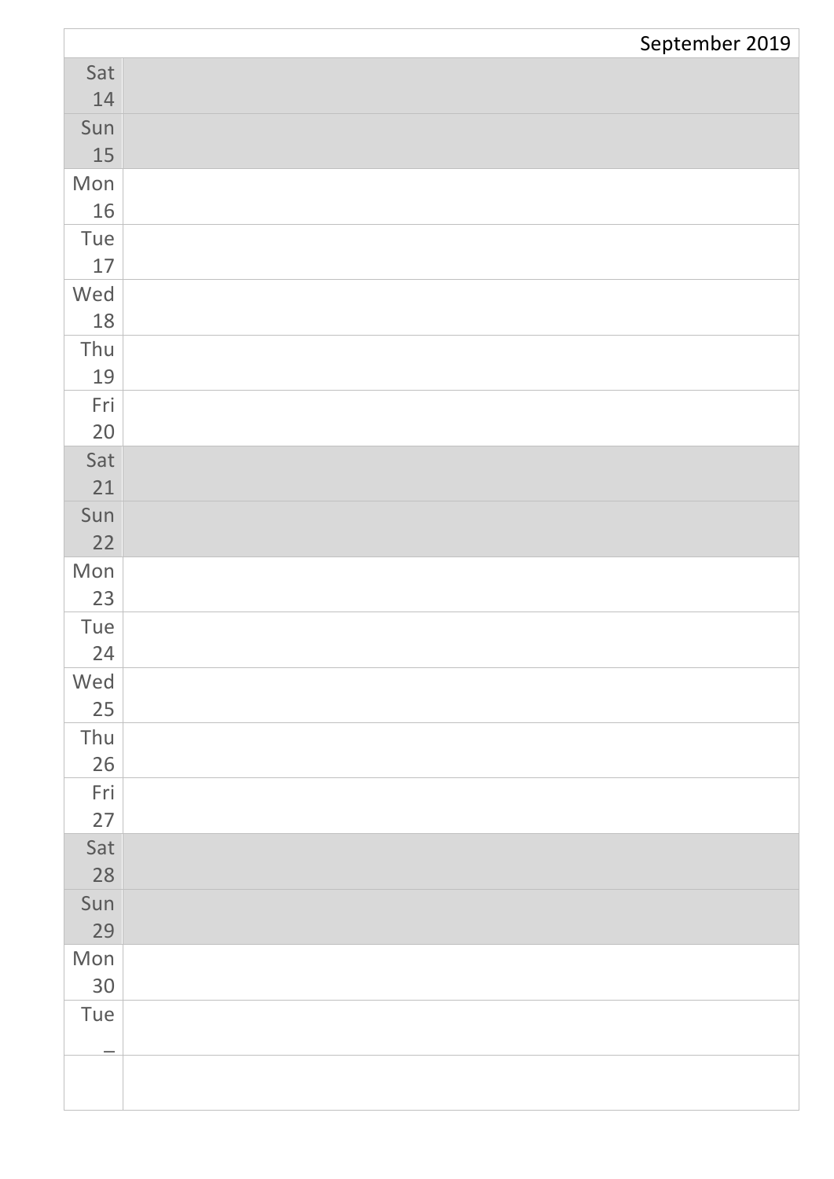| | September 2019 |
|---|---|
| Sat 14 | |
| Sun 15 | |
| Mon 16 | |
| Tue 17 | |
| Wed 18 | |
| Thu 19 | |
| Fri 20 | |
| Sat 21 | |
| Sun 22 | |
| Mon 23 | |
| Tue 24 | |
| Wed 25 | |
| Thu 26 | |
| Fri 27 | |
| Sat 28 | |
| Sun 29 | |
| Mon 30 | |
| Tue _ | |
| | |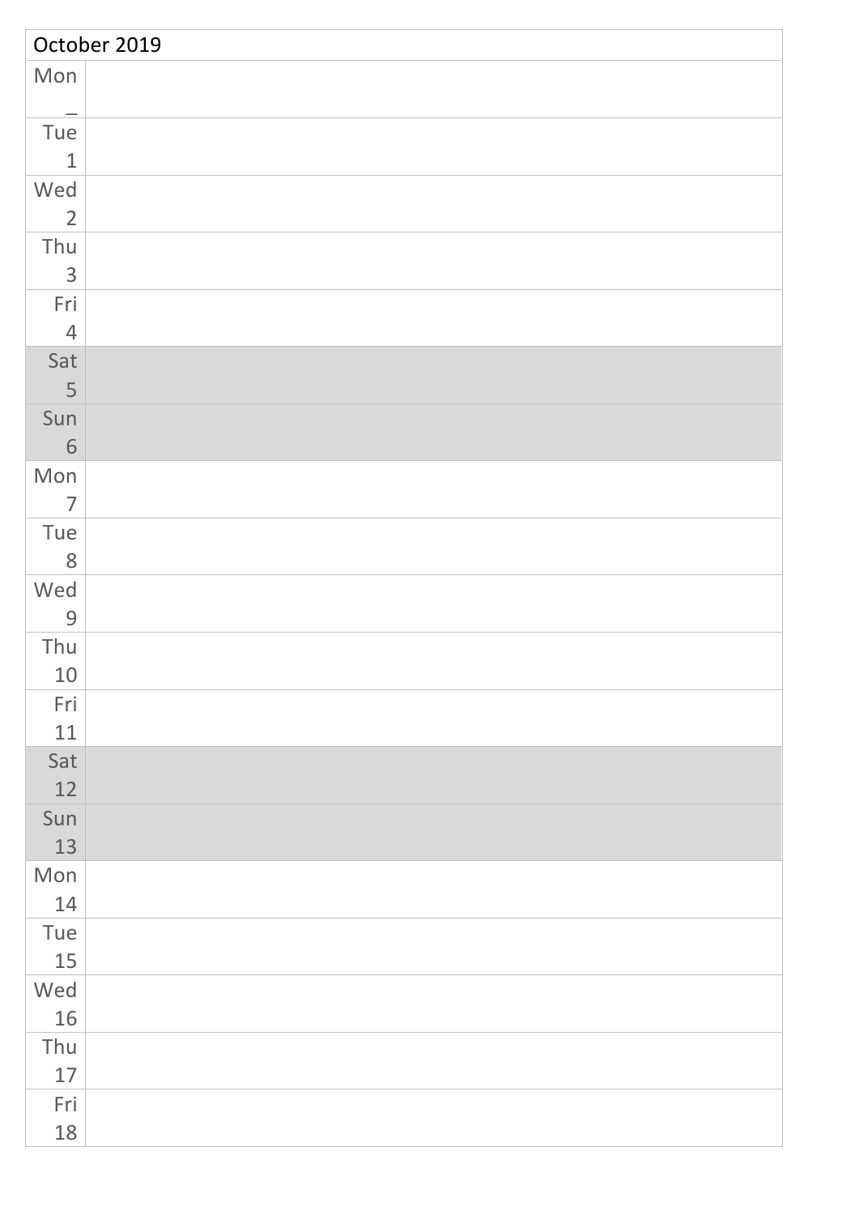| October 2019 | |
| --- | --- |
| Mon _ | |
| Tue 1 | |
| Wed 2 | |
| Thu 3 | |
| Fri 4 | |
| Sat 5 | |
| Sun 6 | |
| Mon 7 | |
| Tue 8 | |
| Wed 9 | |
| Thu 10 | |
| Fri 11 | |
| Sat 12 | |
| Sun 13 | |
| Mon 14 | |
| Tue 15 | |
| Wed 16 | |
| Thu 17 | |
| Fri 18 | |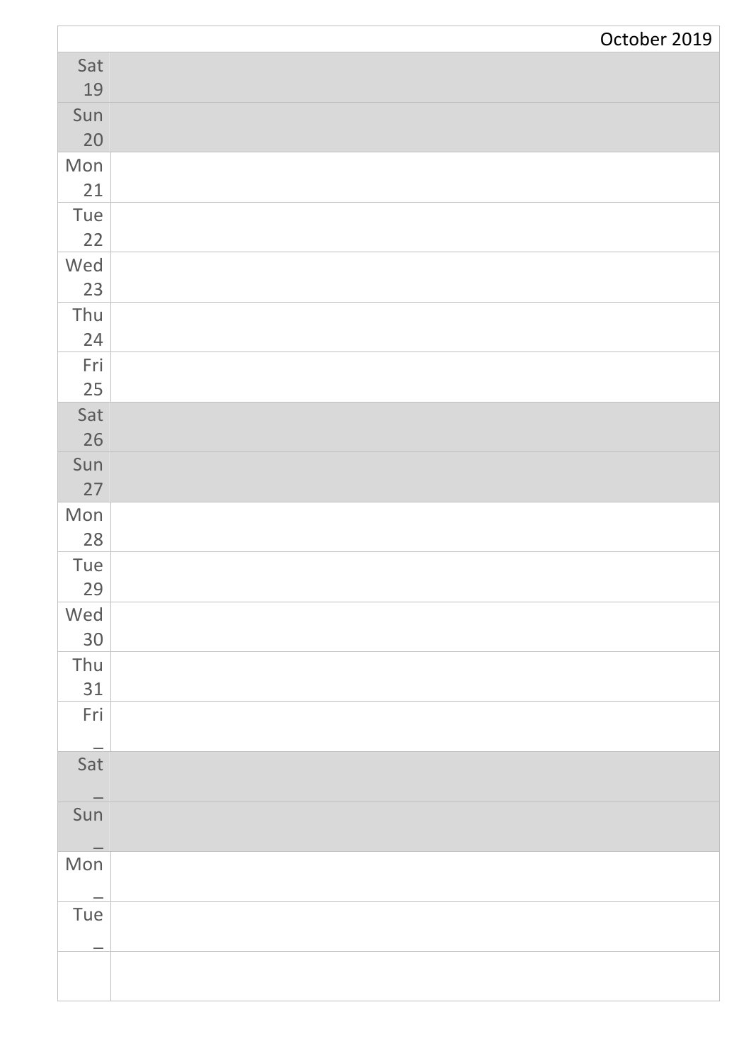| | October 2019 |
|---|---|
| Sat 19 | |
| Sun 20 | |
| Mon 21 | |
| Tue 22 | |
| Wed 23 | |
| Thu 24 | |
| Fri 25 | |
| Sat 26 | |
| Sun 27 | |
| Mon 28 | |
| Tue 29 | |
| Wed 30 | |
| Thu 31 | |
| Fri _ | |
| Sat _ | |
| Sun _ | |
| Mon _ | |
| Tue _ | |
| | |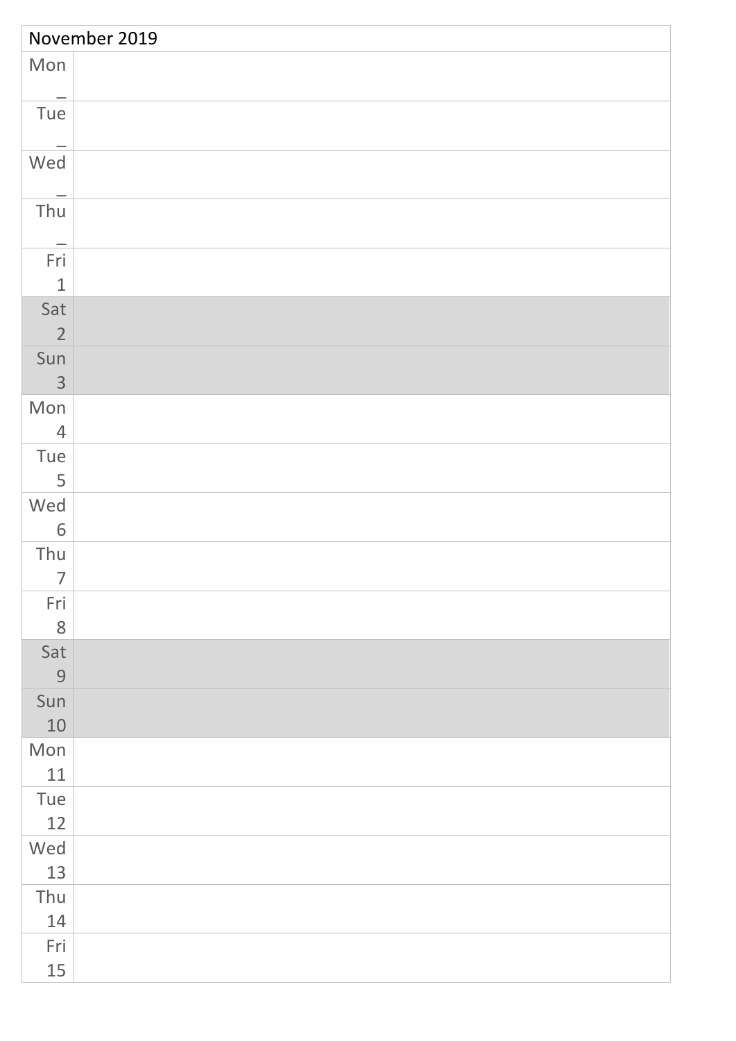| November 2019 | |
|---|---|
| Mon _ | |
| Tue _ | |
| Wed _ | |
| Thu _ | |
| Fri 1 | |
| Sat 2 | |
| Sun 3 | |
| Mon 4 | |
| Tue 5 | |
| Wed 6 | |
| Thu 7 | |
| Fri 8 | |
| Sat 9 | |
| Sun 10 | |
| Mon 11 | |
| Tue 12 | |
| Wed 13 | |
| Thu 14 | |
| Fri 15 | |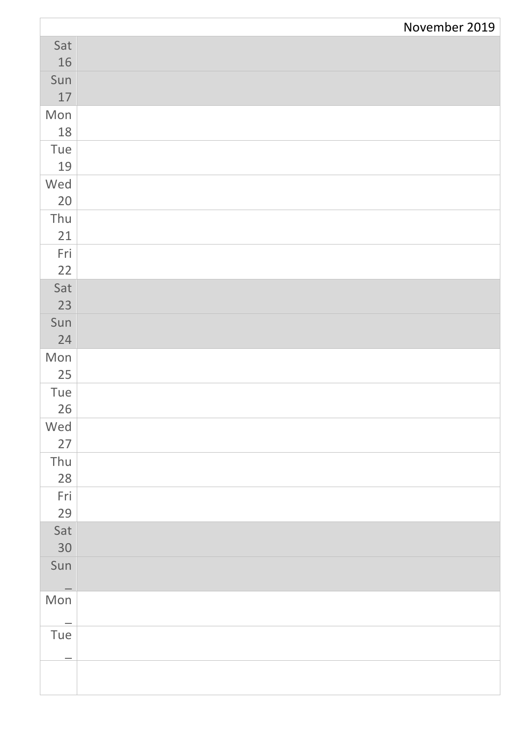| | November 2019 |
|---|---|
| Sat 16 | |
| Sun 17 | |
| Mon 18 | |
| Tue 19 | |
| Wed 20 | |
| Thu 21 | |
| Fri 22 | |
| Sat 23 | |
| Sun 24 | |
| Mon 25 | |
| Tue 26 | |
| Wed 27 | |
| Thu 28 | |
| Fri 29 | |
| Sat 30 | |
| Sun _ | |
| Mon _ | |
| Tue _ | |
| | |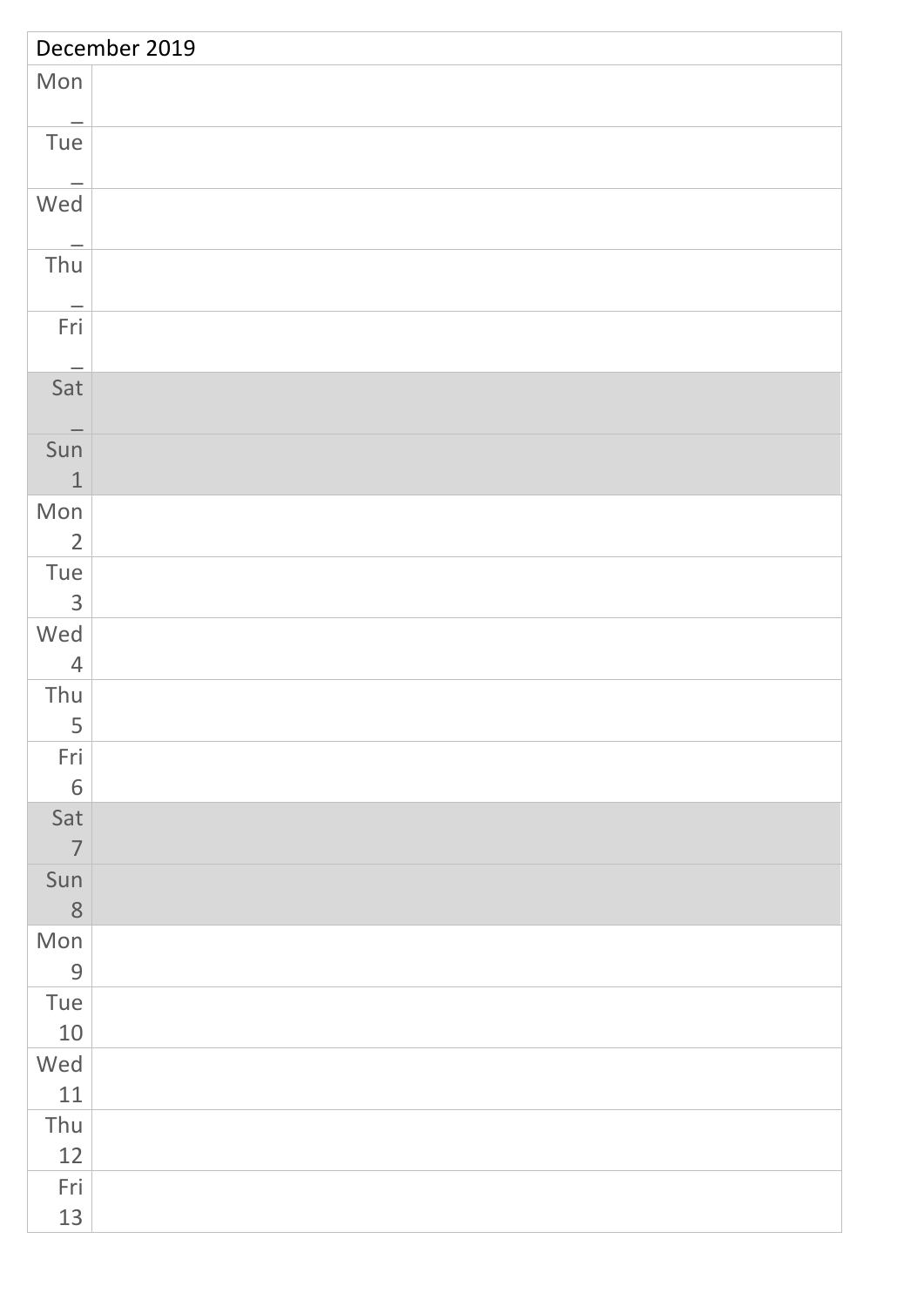| December 2019 | |
|---|---|
| Mon _ | |
| Tue _ | |
| Wed _ | |
| Thu _ | |
| Fri _ | |
| Sat _ | |
| Sun 1 | |
| Mon 2 | |
| Tue 3 | |
| Wed 4 | |
| Thu 5 | |
| Fri 6 | |
| Sat 7 | |
| Sun 8 | |
| Mon 9 | |
| Tue 10 | |
| Wed 11 | |
| Thu 12 | |
| Fri 13 | |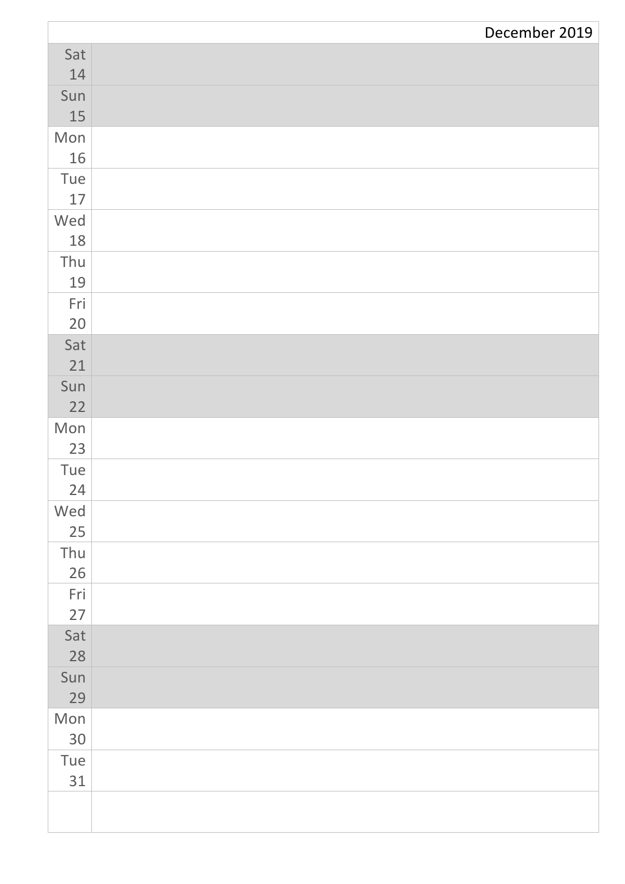| | December 2019 |
|---|---|
| Sat 14 | |
| Sun 15 | |
| Mon 16 | |
| Tue 17 | |
| Wed 18 | |
| Thu 19 | |
| Fri 20 | |
| Sat 21 | |
| Sun 22 | |
| Mon 23 | |
| Tue 24 | |
| Wed 25 | |
| Thu 26 | |
| Fri 27 | |
| Sat 28 | |
| Sun 29 | |
| Mon 30 | |
| Tue 31 | |
| | |